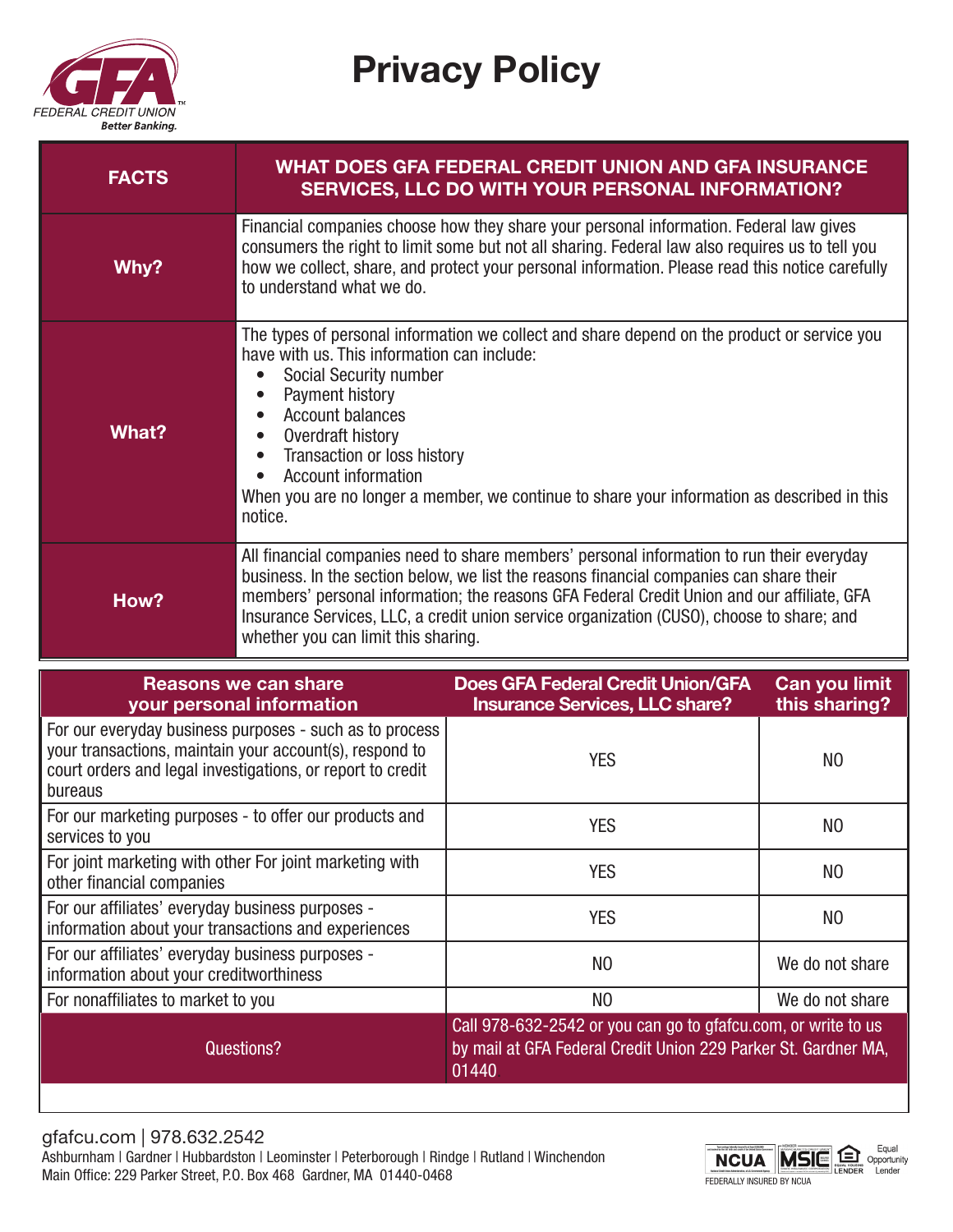# Privacy Policy

GFA FEDERAL CREDIT UNION™ *Better Banking.*

| FACTS | WHAT DOES GFA FEDERAL CREDIT UNION AND GFA INSURANCE SERVICES, LLC DO WITH YOUR PERSONAL INFORMATION? |
|---|---|
| **Why?** | Financial companies choose how they share your personal information. Federal law gives consumers the right to limit some but not all sharing. Federal law also requires us to tell you how we collect, share, and protect your personal information. Please read this notice carefully to understand what we do. |
| **What?** | The types of personal information we collect and share depend on the product or service you have with us. This information can include:<br>• Social Security number<br>• Payment history<br>• Account balances<br>• Overdraft history<br>• Transaction or loss history<br>• Account information<br>When you are no longer a member, we continue to share your information as described in this notice. |
| **How?** | All financial companies need to share members' personal information to run their everyday business. In the section below, we list the reasons financial companies can share their members' personal information; the reasons GFA Federal Credit Union and our affiliate, GFA Insurance Services, LLC, a credit union service organization (CUSO), choose to share; and whether you can limit this sharing. |

| Reasons we can share your personal information | Does GFA Federal Credit Union/GFA Insurance Services, LLC share? | Can you limit this sharing? |
|---|---|---|
| For our everyday business purposes - such as to process your transactions, maintain your account(s), respond to court orders and legal investigations, or report to credit bureaus | YES | NO |
| For our marketing purposes - to offer our products and services to you | YES | NO |
| For joint marketing with other For joint marketing with other financial companies | YES | NO |
| For our affiliates' everyday business purposes - information about your transactions and experiences | YES | NO |
| For our affiliates' everyday business purposes - information about your creditworthiness | NO | We do not share |
| For nonaffiliates to market to you | NO | We do not share |
| Questions? | Call 978-632-2542 or you can go to gfafcu.com, or write to us by mail at GFA Federal Credit Union 229 Parker St. Gardner MA, 01440. | |

gfafcu.com | 978.632.2542
Ashburnham | Gardner | Hubbardston | Leominster | Peterborough | Rindge | Rutland | Winchendon
Main Office: 229 Parker Street, P.O. Box 468 Gardner, MA 01440-0468

FEDERALLY INSURED BY NCUA | Equal Opportunity Lender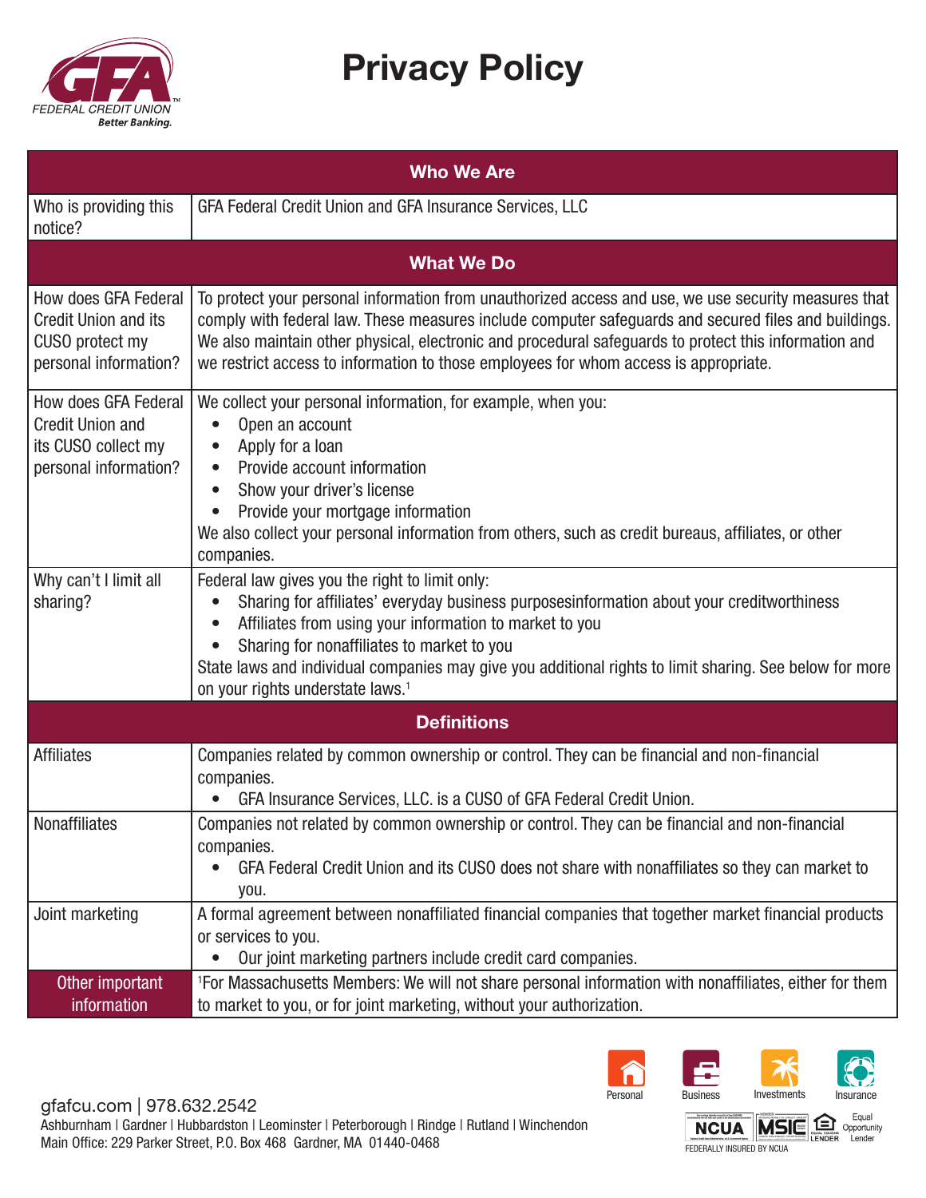# Privacy Policy

GFA FEDERAL CREDIT UNION
Better Banking.

| | |
|---|---|
| **Who We Are** | |
| Who is providing this notice? | GFA Federal Credit Union and GFA Insurance Services, LLC |
| **What We Do** | |
| How does GFA Federal Credit Union and its CUSO protect my personal information? | To protect your personal information from unauthorized access and use, we use security measures that comply with federal law. These measures include computer safeguards and secured files and buildings. We also maintain other physical, electronic and procedural safeguards to protect this information and we restrict access to information to those employees for whom access is appropriate. |
| How does GFA Federal Credit Union and its CUSO collect my personal information? | We collect your personal information, for example, when you:<br>• Open an account<br>• Apply for a loan<br>• Provide account information<br>• Show your driver's license<br>• Provide your mortgage information<br>We also collect your personal information from others, such as credit bureaus, affiliates, or other companies. |
| Why can't I limit all sharing? | Federal law gives you the right to limit only:<br>• Sharing for affiliates' everyday business purposesinformation about your creditworthiness<br>• Affiliates from using your information to market to you<br>• Sharing for nonaffiliates to market to you<br>State laws and individual companies may give you additional rights to limit sharing. See below for more on your rights understate laws.[1] |
| **Definitions** | |
| Affiliates | Companies related by common ownership or control. They can be financial and non-financial companies.<br>• GFA Insurance Services, LLC. is a CUSO of GFA Federal Credit Union. |
| Nonaffiliates | Companies not related by common ownership or control. They can be financial and non-financial companies.<br>• GFA Federal Credit Union and its CUSO does not share with nonaffiliates so they can market to you. |
| Joint marketing | A formal agreement between nonaffiliated financial companies that together market financial products or services to you.<br>• Our joint marketing partners include credit card companies. |
| Other important information | [1]For Massachusetts Members: We will not share personal information with nonaffiliates, either for them to market to you, or for joint marketing, without your authorization. |

gfafcu.com | 978.632.2542
Ashburnham | Gardner | Hubbardston | Leominster | Peterborough | Rindge | Rutland | Winchendon
Main Office: 229 Parker Street, P.O. Box 468 Gardner, MA 01440-0468

Personal | Business | Investments | Insurance

FEDERALLY INSURED BY NCUA | Equal Opportunity Lender